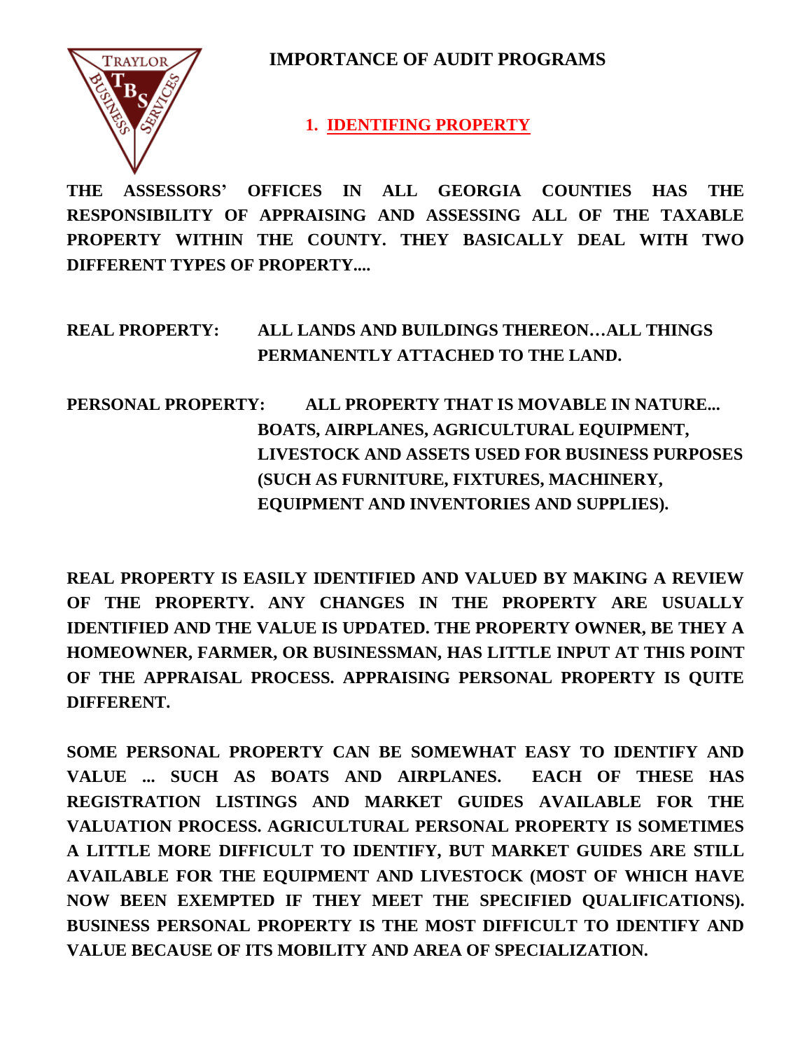# IMPORTANCE OF AUDIT PROGRAMS

## 1. IDENTIFING PROPERTY

**THE ASSESSORS' OFFICES IN ALL GEORGIA COUNTIES HAS THE RESPONSIBILITY OF APPRAISING AND ASSESSING ALL OF THE TAXABLE PROPERTY WITHIN THE COUNTY. THEY BASICALLY DEAL WITH TWO DIFFERENT TYPES OF PROPERTY....**

**REAL PROPERTY:** **ALL LANDS AND BUILDINGS THEREON…ALL THINGS PERMANENTLY ATTACHED TO THE LAND.**

**PERSONAL PROPERTY:** **ALL PROPERTY THAT IS MOVABLE IN NATURE... BOATS, AIRPLANES, AGRICULTURAL EQUIPMENT, LIVESTOCK AND ASSETS USED FOR BUSINESS PURPOSES (SUCH AS FURNITURE, FIXTURES, MACHINERY, EQUIPMENT AND INVENTORIES AND SUPPLIES).**

**REAL PROPERTY IS EASILY IDENTIFIED AND VALUED BY MAKING A REVIEW OF THE PROPERTY. ANY CHANGES IN THE PROPERTY ARE USUALLY IDENTIFIED AND THE VALUE IS UPDATED. THE PROPERTY OWNER, BE THEY A HOMEOWNER, FARMER, OR BUSINESSMAN, HAS LITTLE INPUT AT THIS POINT OF THE APPRAISAL PROCESS. APPRAISING PERSONAL PROPERTY IS QUITE DIFFERENT.**

**SOME PERSONAL PROPERTY CAN BE SOMEWHAT EASY TO IDENTIFY AND VALUE ... SUCH AS BOATS AND AIRPLANES. EACH OF THESE HAS REGISTRATION LISTINGS AND MARKET GUIDES AVAILABLE FOR THE VALUATION PROCESS. AGRICULTURAL PERSONAL PROPERTY IS SOMETIMES A LITTLE MORE DIFFICULT TO IDENTIFY, BUT MARKET GUIDES ARE STILL AVAILABLE FOR THE EQUIPMENT AND LIVESTOCK (MOST OF WHICH HAVE NOW BEEN EXEMPTED IF THEY MEET THE SPECIFIED QUALIFICATIONS). BUSINESS PERSONAL PROPERTY IS THE MOST DIFFICULT TO IDENTIFY AND VALUE BECAUSE OF ITS MOBILITY AND AREA OF SPECIALIZATION.**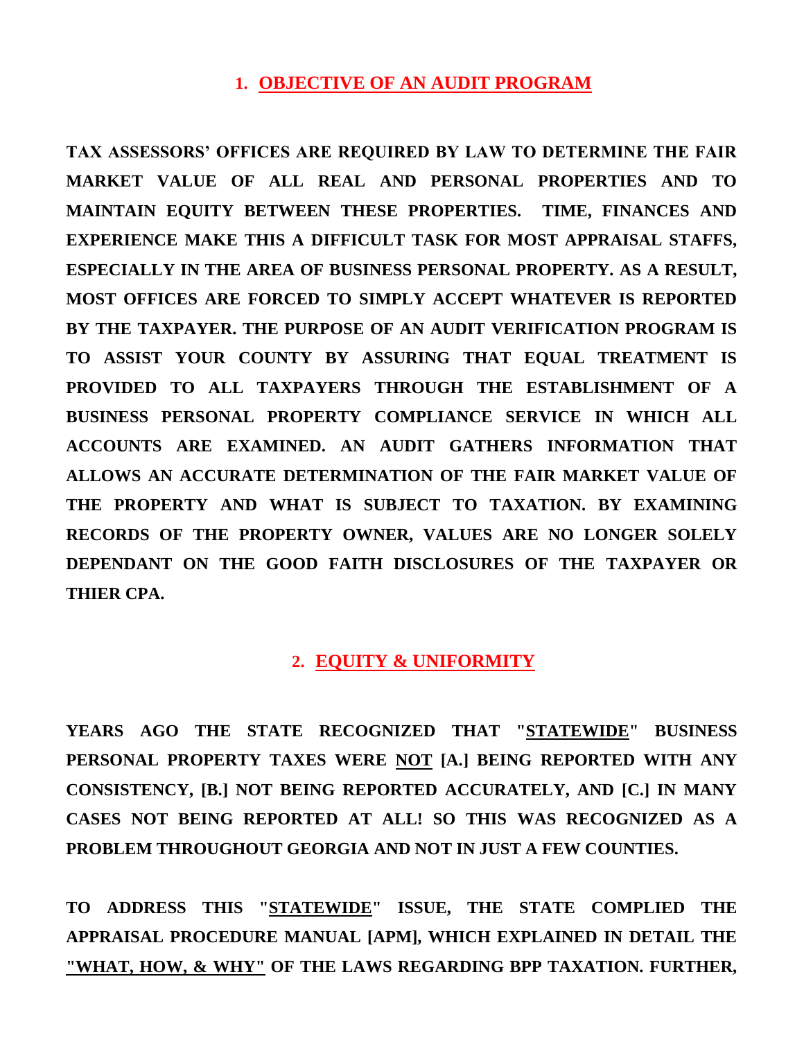## 1. OBJECTIVE OF AN AUDIT PROGRAM

**TAX ASSESSORS' OFFICES ARE REQUIRED BY LAW TO DETERMINE THE FAIR MARKET VALUE OF ALL REAL AND PERSONAL PROPERTIES AND TO MAINTAIN EQUITY BETWEEN THESE PROPERTIES. TIME, FINANCES AND EXPERIENCE MAKE THIS A DIFFICULT TASK FOR MOST APPRAISAL STAFFS, ESPECIALLY IN THE AREA OF BUSINESS PERSONAL PROPERTY. AS A RESULT, MOST OFFICES ARE FORCED TO SIMPLY ACCEPT WHATEVER IS REPORTED BY THE TAXPAYER. THE PURPOSE OF AN AUDIT VERIFICATION PROGRAM IS TO ASSIST YOUR COUNTY BY ASSURING THAT EQUAL TREATMENT IS PROVIDED TO ALL TAXPAYERS THROUGH THE ESTABLISHMENT OF A BUSINESS PERSONAL PROPERTY COMPLIANCE SERVICE IN WHICH ALL ACCOUNTS ARE EXAMINED. AN AUDIT GATHERS INFORMATION THAT ALLOWS AN ACCURATE DETERMINATION OF THE FAIR MARKET VALUE OF THE PROPERTY AND WHAT IS SUBJECT TO TAXATION. BY EXAMINING RECORDS OF THE PROPERTY OWNER, VALUES ARE NO LONGER SOLELY DEPENDANT ON THE GOOD FAITH DISCLOSURES OF THE TAXPAYER OR THIER CPA.**

## 2. EQUITY & UNIFORMITY

**YEARS AGO THE STATE RECOGNIZED THAT "STATEWIDE" BUSINESS PERSONAL PROPERTY TAXES WERE NOT [A.] BEING REPORTED WITH ANY CONSISTENCY, [B.] NOT BEING REPORTED ACCURATELY, AND [C.] IN MANY CASES NOT BEING REPORTED AT ALL! SO THIS WAS RECOGNIZED AS A PROBLEM THROUGHOUT GEORGIA AND NOT IN JUST A FEW COUNTIES.**

**TO ADDRESS THIS "STATEWIDE" ISSUE, THE STATE COMPLIED THE APPRAISAL PROCEDURE MANUAL [APM], WHICH EXPLAINED IN DETAIL THE "WHAT, HOW, & WHY" OF THE LAWS REGARDING BPP TAXATION. FURTHER,**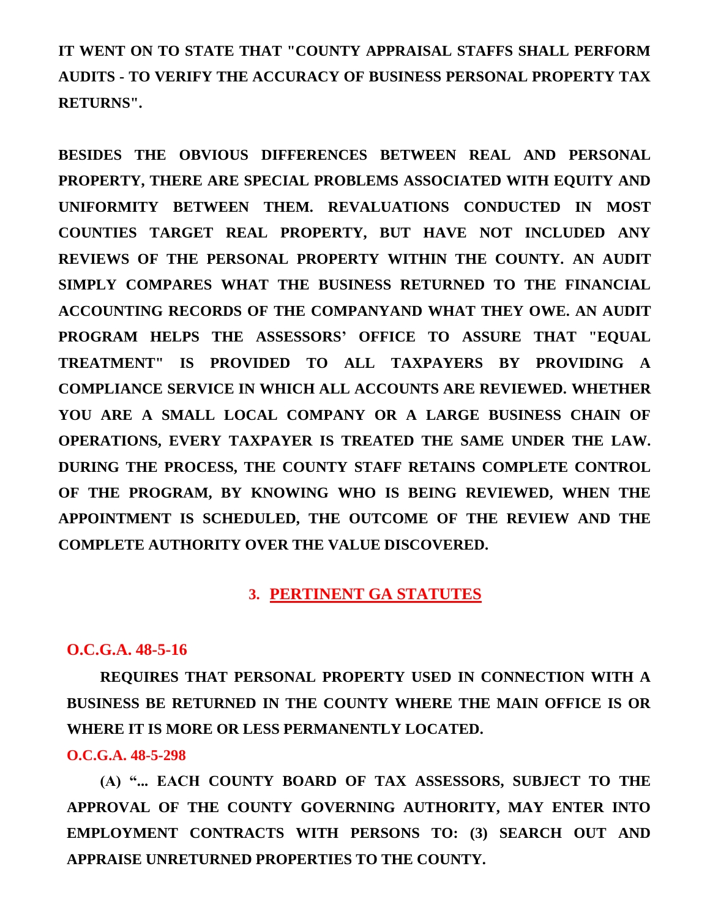**IT WENT ON TO STATE THAT "COUNTY APPRAISAL STAFFS SHALL PERFORM AUDITS - TO VERIFY THE ACCURACY OF BUSINESS PERSONAL PROPERTY TAX RETURNS".**

**BESIDES THE OBVIOUS DIFFERENCES BETWEEN REAL AND PERSONAL PROPERTY, THERE ARE SPECIAL PROBLEMS ASSOCIATED WITH EQUITY AND UNIFORMITY BETWEEN THEM. REVALUATIONS CONDUCTED IN MOST COUNTIES TARGET REAL PROPERTY, BUT HAVE NOT INCLUDED ANY REVIEWS OF THE PERSONAL PROPERTY WITHIN THE COUNTY. AN AUDIT SIMPLY COMPARES WHAT THE BUSINESS RETURNED TO THE FINANCIAL ACCOUNTING RECORDS OF THE COMPANYAND WHAT THEY OWE. AN AUDIT PROGRAM HELPS THE ASSESSORS' OFFICE TO ASSURE THAT "EQUAL TREATMENT" IS PROVIDED TO ALL TAXPAYERS BY PROVIDING A COMPLIANCE SERVICE IN WHICH ALL ACCOUNTS ARE REVIEWED. WHETHER YOU ARE A SMALL LOCAL COMPANY OR A LARGE BUSINESS CHAIN OF OPERATIONS, EVERY TAXPAYER IS TREATED THE SAME UNDER THE LAW. DURING THE PROCESS, THE COUNTY STAFF RETAINS COMPLETE CONTROL OF THE PROGRAM, BY KNOWING WHO IS BEING REVIEWED, WHEN THE APPOINTMENT IS SCHEDULED, THE OUTCOME OF THE REVIEW AND THE COMPLETE AUTHORITY OVER THE VALUE DISCOVERED.**

## 3. PERTINENT GA STATUTES

**O.C.G.A. 48-5-16**

**REQUIRES THAT PERSONAL PROPERTY USED IN CONNECTION WITH A BUSINESS BE RETURNED IN THE COUNTY WHERE THE MAIN OFFICE IS OR WHERE IT IS MORE OR LESS PERMANENTLY LOCATED.**

**O.C.G.A. 48-5-298**

**(A) "... EACH COUNTY BOARD OF TAX ASSESSORS, SUBJECT TO THE APPROVAL OF THE COUNTY GOVERNING AUTHORITY, MAY ENTER INTO EMPLOYMENT CONTRACTS WITH PERSONS TO: (3) SEARCH OUT AND APPRAISE UNRETURNED PROPERTIES TO THE COUNTY.**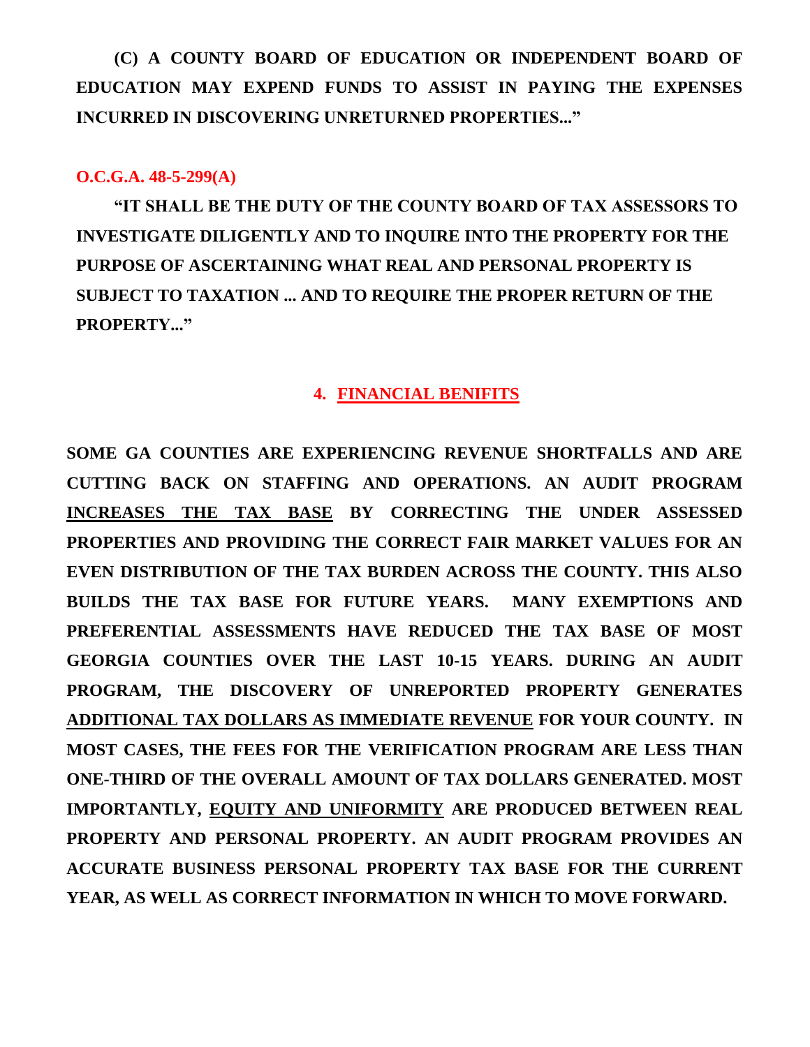**(C) A COUNTY BOARD OF EDUCATION OR INDEPENDENT BOARD OF EDUCATION MAY EXPEND FUNDS TO ASSIST IN PAYING THE EXPENSES INCURRED IN DISCOVERING UNRETURNED PROPERTIES..."**

**O.C.G.A. 48-5-299(A)**

**"IT SHALL BE THE DUTY OF THE COUNTY BOARD OF TAX ASSESSORS TO INVESTIGATE DILIGENTLY AND TO INQUIRE INTO THE PROPERTY FOR THE PURPOSE OF ASCERTAINING WHAT REAL AND PERSONAL PROPERTY IS SUBJECT TO TAXATION ... AND TO REQUIRE THE PROPER RETURN OF THE PROPERTY..."**

## 4. FINANCIAL BENIFITS

**SOME GA COUNTIES ARE EXPERIENCING REVENUE SHORTFALLS AND ARE CUTTING BACK ON STAFFING AND OPERATIONS. AN AUDIT PROGRAM <u>INCREASES THE TAX BASE</u> BY CORRECTING THE UNDER ASSESSED PROPERTIES AND PROVIDING THE CORRECT FAIR MARKET VALUES FOR AN EVEN DISTRIBUTION OF THE TAX BURDEN ACROSS THE COUNTY. THIS ALSO BUILDS THE TAX BASE FOR FUTURE YEARS. MANY EXEMPTIONS AND PREFERENTIAL ASSESSMENTS HAVE REDUCED THE TAX BASE OF MOST GEORGIA COUNTIES OVER THE LAST 10-15 YEARS. DURING AN AUDIT PROGRAM, THE DISCOVERY OF UNREPORTED PROPERTY GENERATES <u>ADDITIONAL TAX DOLLARS AS IMMEDIATE REVENUE</u> FOR YOUR COUNTY. IN MOST CASES, THE FEES FOR THE VERIFICATION PROGRAM ARE LESS THAN ONE-THIRD OF THE OVERALL AMOUNT OF TAX DOLLARS GENERATED. MOST IMPORTANTLY, <u>EQUITY AND UNIFORMITY</u> ARE PRODUCED BETWEEN REAL PROPERTY AND PERSONAL PROPERTY. AN AUDIT PROGRAM PROVIDES AN ACCURATE BUSINESS PERSONAL PROPERTY TAX BASE FOR THE CURRENT YEAR, AS WELL AS CORRECT INFORMATION IN WHICH TO MOVE FORWARD.**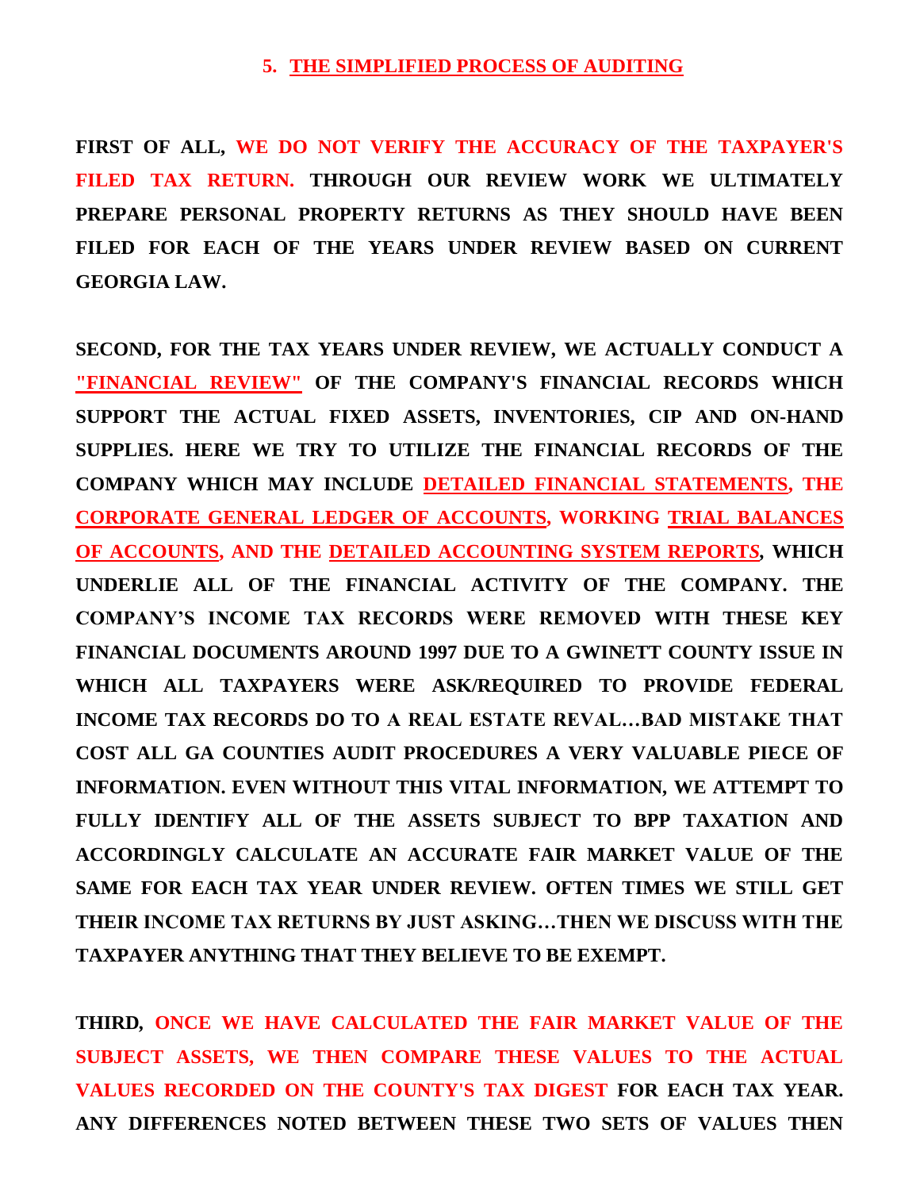## 5. THE SIMPLIFIED PROCESS OF AUDITING

**FIRST OF ALL, WE DO NOT VERIFY THE ACCURACY OF THE TAXPAYER'S FILED TAX RETURN. THROUGH OUR REVIEW WORK WE ULTIMATELY PREPARE PERSONAL PROPERTY RETURNS AS THEY SHOULD HAVE BEEN FILED FOR EACH OF THE YEARS UNDER REVIEW BASED ON CURRENT GEORGIA LAW.**

**SECOND, FOR THE TAX YEARS UNDER REVIEW, WE ACTUALLY CONDUCT A "FINANCIAL REVIEW" OF THE COMPANY'S FINANCIAL RECORDS WHICH SUPPORT THE ACTUAL FIXED ASSETS, INVENTORIES, CIP AND ON-HAND SUPPLIES. HERE WE TRY TO UTILIZE THE FINANCIAL RECORDS OF THE COMPANY WHICH MAY INCLUDE DETAILED FINANCIAL STATEMENTS, THE CORPORATE GENERAL LEDGER OF ACCOUNTS, WORKING TRIAL BALANCES OF ACCOUNTS, AND THE DETAILED ACCOUNTING SYSTEM REPORTS, WHICH UNDERLIE ALL OF THE FINANCIAL ACTIVITY OF THE COMPANY. THE COMPANY'S INCOME TAX RECORDS WERE REMOVED WITH THESE KEY FINANCIAL DOCUMENTS AROUND 1997 DUE TO A GWINETT COUNTY ISSUE IN WHICH ALL TAXPAYERS WERE ASK/REQUIRED TO PROVIDE FEDERAL INCOME TAX RECORDS DO TO A REAL ESTATE REVAL…BAD MISTAKE THAT COST ALL GA COUNTIES AUDIT PROCEDURES A VERY VALUABLE PIECE OF INFORMATION. EVEN WITHOUT THIS VITAL INFORMATION, WE ATTEMPT TO FULLY IDENTIFY ALL OF THE ASSETS SUBJECT TO BPP TAXATION AND ACCORDINGLY CALCULATE AN ACCURATE FAIR MARKET VALUE OF THE SAME FOR EACH TAX YEAR UNDER REVIEW. OFTEN TIMES WE STILL GET THEIR INCOME TAX RETURNS BY JUST ASKING…THEN WE DISCUSS WITH THE TAXPAYER ANYTHING THAT THEY BELIEVE TO BE EXEMPT.**

**THIRD, ONCE WE HAVE CALCULATED THE FAIR MARKET VALUE OF THE SUBJECT ASSETS, WE THEN COMPARE THESE VALUES TO THE ACTUAL VALUES RECORDED ON THE COUNTY'S TAX DIGEST FOR EACH TAX YEAR. ANY DIFFERENCES NOTED BETWEEN THESE TWO SETS OF VALUES THEN**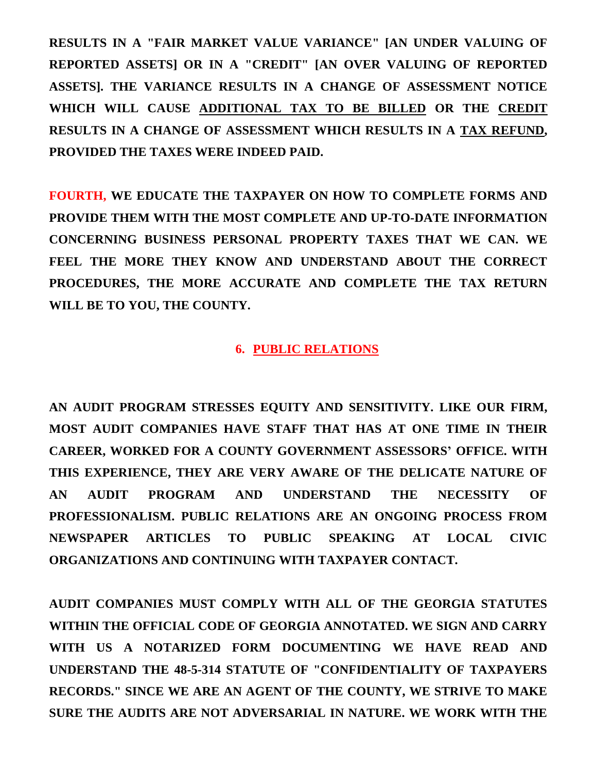**RESULTS IN A "FAIR MARKET VALUE VARIANCE" [AN UNDER VALUING OF REPORTED ASSETS] OR IN A "CREDIT" [AN OVER VALUING OF REPORTED ASSETS]. THE VARIANCE RESULTS IN A CHANGE OF ASSESSMENT NOTICE WHICH WILL CAUSE <u>ADDITIONAL TAX TO BE BILLED</u> OR THE <u>CREDIT</u> RESULTS IN A CHANGE OF ASSESSMENT WHICH RESULTS IN A <u>TAX REFUND</u>, PROVIDED THE TAXES WERE INDEED PAID.**

**FOURTH, WE EDUCATE THE TAXPAYER ON HOW TO COMPLETE FORMS AND PROVIDE THEM WITH THE MOST COMPLETE AND UP-TO-DATE INFORMATION CONCERNING BUSINESS PERSONAL PROPERTY TAXES THAT WE CAN. WE FEEL THE MORE THEY KNOW AND UNDERSTAND ABOUT THE CORRECT PROCEDURES, THE MORE ACCURATE AND COMPLETE THE TAX RETURN WILL BE TO YOU, THE COUNTY.**

## 6. PUBLIC RELATIONS

**AN AUDIT PROGRAM STRESSES EQUITY AND SENSITIVITY. LIKE OUR FIRM, MOST AUDIT COMPANIES HAVE STAFF THAT HAS AT ONE TIME IN THEIR CAREER, WORKED FOR A COUNTY GOVERNMENT ASSESSORS' OFFICE. WITH THIS EXPERIENCE, THEY ARE VERY AWARE OF THE DELICATE NATURE OF AN AUDIT PROGRAM AND UNDERSTAND THE NECESSITY OF PROFESSIONALISM. PUBLIC RELATIONS ARE AN ONGOING PROCESS FROM NEWSPAPER ARTICLES TO PUBLIC SPEAKING AT LOCAL CIVIC ORGANIZATIONS AND CONTINUING WITH TAXPAYER CONTACT.**

**AUDIT COMPANIES MUST COMPLY WITH ALL OF THE GEORGIA STATUTES WITHIN THE OFFICIAL CODE OF GEORGIA ANNOTATED. WE SIGN AND CARRY WITH US A NOTARIZED FORM DOCUMENTING WE HAVE READ AND UNDERSTAND THE 48-5-314 STATUTE OF "CONFIDENTIALITY OF TAXPAYERS RECORDS." SINCE WE ARE AN AGENT OF THE COUNTY, WE STRIVE TO MAKE SURE THE AUDITS ARE NOT ADVERSARIAL IN NATURE. WE WORK WITH THE**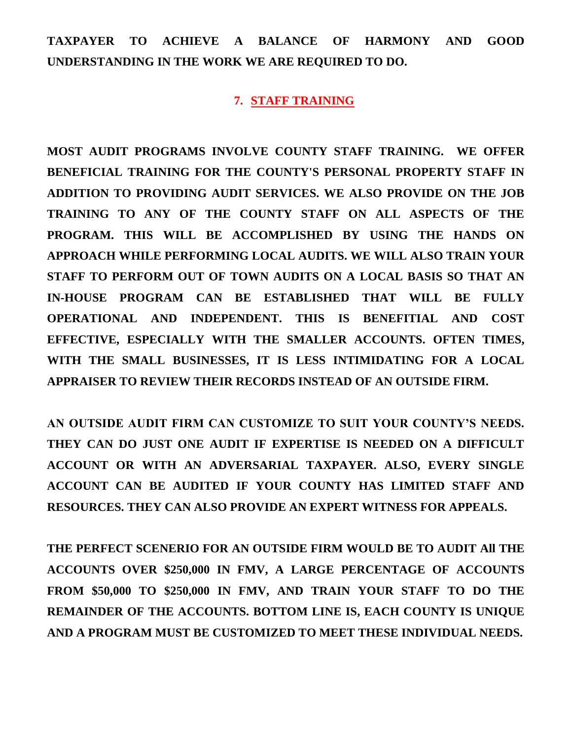**TAXPAYER TO ACHIEVE A BALANCE OF HARMONY AND GOOD UNDERSTANDING IN THE WORK WE ARE REQUIRED TO DO.**

## 7. STAFF TRAINING

**MOST AUDIT PROGRAMS INVOLVE COUNTY STAFF TRAINING. WE OFFER BENEFICIAL TRAINING FOR THE COUNTY'S PERSONAL PROPERTY STAFF IN ADDITION TO PROVIDING AUDIT SERVICES. WE ALSO PROVIDE ON THE JOB TRAINING TO ANY OF THE COUNTY STAFF ON ALL ASPECTS OF THE PROGRAM. THIS WILL BE ACCOMPLISHED BY USING THE HANDS ON APPROACH WHILE PERFORMING LOCAL AUDITS. WE WILL ALSO TRAIN YOUR STAFF TO PERFORM OUT OF TOWN AUDITS ON A LOCAL BASIS SO THAT AN IN-HOUSE PROGRAM CAN BE ESTABLISHED THAT WILL BE FULLY OPERATIONAL AND INDEPENDENT. THIS IS BENEFITIAL AND COST EFFECTIVE, ESPECIALLY WITH THE SMALLER ACCOUNTS. OFTEN TIMES, WITH THE SMALL BUSINESSES, IT IS LESS INTIMIDATING FOR A LOCAL APPRAISER TO REVIEW THEIR RECORDS INSTEAD OF AN OUTSIDE FIRM.**

**AN OUTSIDE AUDIT FIRM CAN CUSTOMIZE TO SUIT YOUR COUNTY'S NEEDS. THEY CAN DO JUST ONE AUDIT IF EXPERTISE IS NEEDED ON A DIFFICULT ACCOUNT OR WITH AN ADVERSARIAL TAXPAYER. ALSO, EVERY SINGLE ACCOUNT CAN BE AUDITED IF YOUR COUNTY HAS LIMITED STAFF AND RESOURCES. THEY CAN ALSO PROVIDE AN EXPERT WITNESS FOR APPEALS.**

**THE PERFECT SCENERIO FOR AN OUTSIDE FIRM WOULD BE TO AUDIT All THE ACCOUNTS OVER $250,000 IN FMV, A LARGE PERCENTAGE OF ACCOUNTS FROM $50,000 TO $250,000 IN FMV, AND TRAIN YOUR STAFF TO DO THE REMAINDER OF THE ACCOUNTS. BOTTOM LINE IS, EACH COUNTY IS UNIQUE AND A PROGRAM MUST BE CUSTOMIZED TO MEET THESE INDIVIDUAL NEEDS.**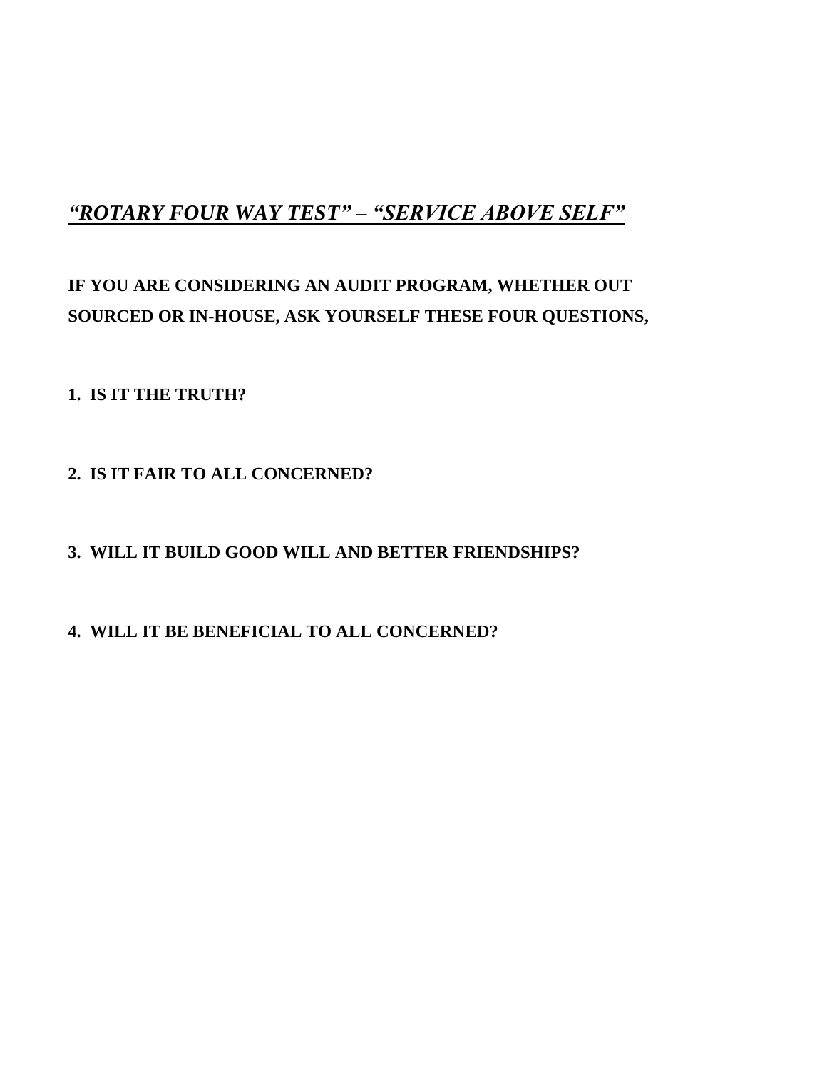***<u>“ROTARY FOUR WAY TEST” – “SERVICE ABOVE SELF”</u>***

**IF YOU ARE CONSIDERING AN AUDIT PROGRAM, WHETHER OUT SOURCED OR IN-HOUSE, ASK YOURSELF THESE FOUR QUESTIONS,**

1. **IS IT THE TRUTH?**

2. **IS IT FAIR TO ALL CONCERNED?**

3. **WILL IT BUILD GOOD WILL AND BETTER FRIENDSHIPS?**

4. **WILL IT BE BENEFICIAL TO ALL CONCERNED?**